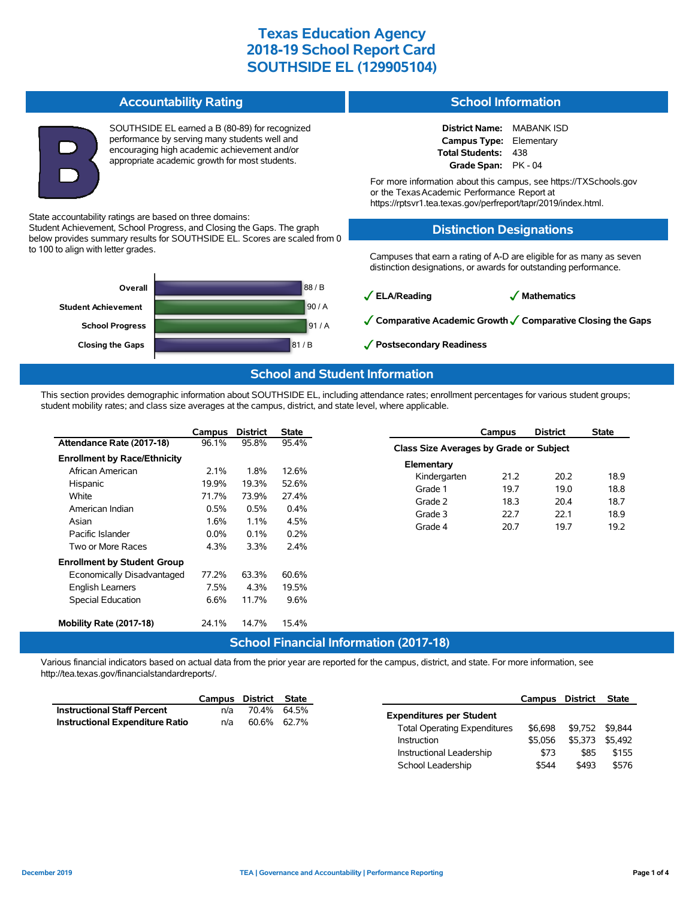# Texas Education Agency
# 2018-19 School Report Card
# SOUTHSIDE EL (129905104)

## Accountability Rating

**B**

SOUTHSIDE EL earned a B (80-89) for recognized performance by serving many students well and encouraging high academic achievement and/or appropriate academic growth for most students.

State accountability ratings are based on three domains: Student Achievement, School Progress, and Closing the Gaps. The graph below provides summary results for SOUTHSIDE EL. Scores are scaled from 0 to 100 to align with letter grades.

| Domain | Score / Grade |
|---|---|
| Overall | 88 / B |
| Student Achievement | 90 / A |
| School Progress | 91 / A |
| Closing the Gaps | 81 / B |

## School Information

**District Name:** MABANK ISD
**Campus Type:** Elementary
**Total Students:** 438
**Grade Span:** PK - 04

For more information about this campus, see https://TXSchools.gov or the Texas Academic Performance Report at https://rptsvr1.tea.texas.gov/perfreport/tapr/2019/index.html.

## Distinction Designations

Campuses that earn a rating of A-D are eligible for as many as seven distinction designations, or awards for outstanding performance.

- ✓ **ELA/Reading**
- ✓ **Mathematics**
- ✓ **Comparative Academic Growth**
- ✓ **Comparative Closing the Gaps**
- ✓ **Postsecondary Readiness**

## School and Student Information

This section provides demographic information about SOUTHSIDE EL, including attendance rates; enrollment percentages for various student groups; student mobility rates; and class size averages at the campus, district, and state level, where applicable.

| | Campus | District | State |
|---|---|---|---|
| **Attendance Rate (2017-18)** | 96.1% | 95.8% | 95.4% |
| **Enrollment by Race/Ethnicity** | | | |
| African American | 2.1% | 1.8% | 12.6% |
| Hispanic | 19.9% | 19.3% | 52.6% |
| White | 71.7% | 73.9% | 27.4% |
| American Indian | 0.5% | 0.5% | 0.4% |
| Asian | 1.6% | 1.1% | 4.5% |
| Pacific Islander | 0.0% | 0.1% | 0.2% |
| Two or More Races | 4.3% | 3.3% | 2.4% |
| **Enrollment by Student Group** | | | |
| Economically Disadvantaged | 77.2% | 63.3% | 60.6% |
| English Learners | 7.5% | 4.3% | 19.5% |
| Special Education | 6.6% | 11.7% | 9.6% |
| **Mobility Rate (2017-18)** | 24.1% | 14.7% | 15.4% |

| | Campus | District | State |
|---|---|---|---|
| **Class Size Averages by Grade or Subject** | | | |
| **Elementary** | | | |
| Kindergarten | 21.2 | 20.2 | 18.9 |
| Grade 1 | 19.7 | 19.0 | 18.8 |
| Grade 2 | 18.3 | 20.4 | 18.7 |
| Grade 3 | 22.7 | 22.1 | 18.9 |
| Grade 4 | 20.7 | 19.7 | 19.2 |

## School Financial Information (2017-18)

Various financial indicators based on actual data from the prior year are reported for the campus, district, and state. For more information, see http://tea.texas.gov/financialstandardreports/.

| | Campus | District | State |
|---|---|---|---|
| **Instructional Staff Percent** | n/a | 70.4% | 64.5% |
| **Instructional Expenditure Ratio** | n/a | 60.6% | 62.7% |

| | Campus | District | State |
|---|---|---|---|
| **Expenditures per Student** | | | |
| Total Operating Expenditures | $6,698 | $9,752 | $9,844 |
| Instruction | $5,056 | $5,373 | $5,492 |
| Instructional Leadership | $73 | $85 | $155 |
| School Leadership | $544 | $493 | $576 |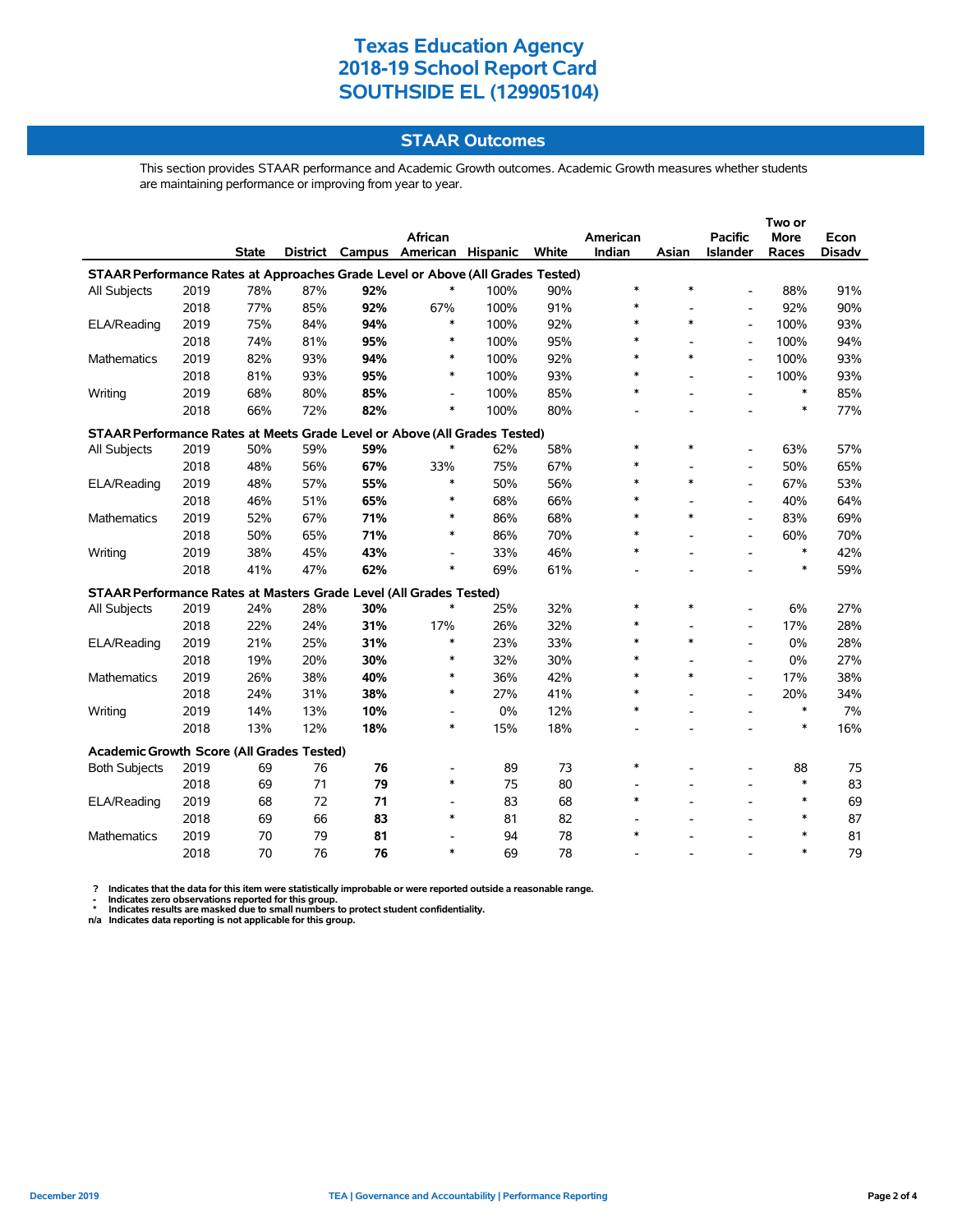# Texas Education Agency
# 2018-19 School Report Card
# SOUTHSIDE EL (129905104)

## STAAR Outcomes

This section provides STAAR performance and Academic Growth outcomes. Academic Growth measures whether students are maintaining performance or improving from year to year.

| | | State | District | Campus | African American | Hispanic | White | American Indian | Asian | Pacific Islander | Two or More Races | Econ Disadv |
|---|---|---|---|---|---|---|---|---|---|---|---|---|
| **STAAR Performance Rates at Approaches Grade Level or Above (All Grades Tested)** | | | | | | | | | | | | |
| All Subjects | 2019 | 78% | 87% | **92%** | * | 100% | 90% | * | * | - | 88% | 91% |
| | 2018 | 77% | 85% | **92%** | 67% | 100% | 91% | * | - | - | 92% | 90% |
| ELA/Reading | 2019 | 75% | 84% | **94%** | * | 100% | 92% | * | * | - | 100% | 93% |
| | 2018 | 74% | 81% | **95%** | * | 100% | 95% | * | - | - | 100% | 94% |
| Mathematics | 2019 | 82% | 93% | **94%** | * | 100% | 92% | * | * | - | 100% | 93% |
| | 2018 | 81% | 93% | **95%** | * | 100% | 93% | * | - | - | 100% | 93% |
| Writing | 2019 | 68% | 80% | **85%** | - | 100% | 85% | * | - | - | * | 85% |
| | 2018 | 66% | 72% | **82%** | * | 100% | 80% | - | - | - | * | 77% |
| **STAAR Performance Rates at Meets Grade Level or Above (All Grades Tested)** | | | | | | | | | | | | |
| All Subjects | 2019 | 50% | 59% | **59%** | * | 62% | 58% | * | * | - | 63% | 57% |
| | 2018 | 48% | 56% | **67%** | 33% | 75% | 67% | * | - | - | 50% | 65% |
| ELA/Reading | 2019 | 48% | 57% | **55%** | * | 50% | 56% | * | * | - | 67% | 53% |
| | 2018 | 46% | 51% | **65%** | * | 68% | 66% | * | - | - | 40% | 64% |
| Mathematics | 2019 | 52% | 67% | **71%** | * | 86% | 68% | * | * | - | 83% | 69% |
| | 2018 | 50% | 65% | **71%** | * | 86% | 70% | * | - | - | 60% | 70% |
| Writing | 2019 | 38% | 45% | **43%** | - | 33% | 46% | * | - | - | * | 42% |
| | 2018 | 41% | 47% | **62%** | * | 69% | 61% | - | - | - | * | 59% |
| **STAAR Performance Rates at Masters Grade Level (All Grades Tested)** | | | | | | | | | | | | |
| All Subjects | 2019 | 24% | 28% | **30%** | * | 25% | 32% | * | * | - | 6% | 27% |
| | 2018 | 22% | 24% | **31%** | 17% | 26% | 32% | * | - | - | 17% | 28% |
| ELA/Reading | 2019 | 21% | 25% | **31%** | * | 23% | 33% | * | * | - | 0% | 28% |
| | 2018 | 19% | 20% | **30%** | * | 32% | 30% | * | - | - | 0% | 27% |
| Mathematics | 2019 | 26% | 38% | **40%** | * | 36% | 42% | * | * | - | 17% | 38% |
| | 2018 | 24% | 31% | **38%** | * | 27% | 41% | * | - | - | 20% | 34% |
| Writing | 2019 | 14% | 13% | **10%** | - | 0% | 12% | * | - | - | * | 7% |
| | 2018 | 13% | 12% | **18%** | * | 15% | 18% | - | - | - | * | 16% |
| **Academic Growth Score (All Grades Tested)** | | | | | | | | | | | | |
| Both Subjects | 2019 | 69 | 76 | **76** | - | 89 | 73 | * | - | - | 88 | 75 |
| | 2018 | 69 | 71 | **79** | * | 75 | 80 | - | - | - | * | 83 |
| ELA/Reading | 2019 | 68 | 72 | **71** | - | 83 | 68 | * | - | - | * | 69 |
| | 2018 | 69 | 66 | **83** | * | 81 | 82 | - | - | - | * | 87 |
| Mathematics | 2019 | 70 | 79 | **81** | - | 94 | 78 | * | - | - | * | 81 |
| | 2018 | 70 | 76 | **76** | * | 69 | 78 | - | - | - | * | 79 |

**?** Indicates that the data for this item were statistically improbable or were reported outside a reasonable range.
**-** Indicates zero observations reported for this group.
**\*** Indicates results are masked due to small numbers to protect student confidentiality.
**n/a** Indicates data reporting is not applicable for this group.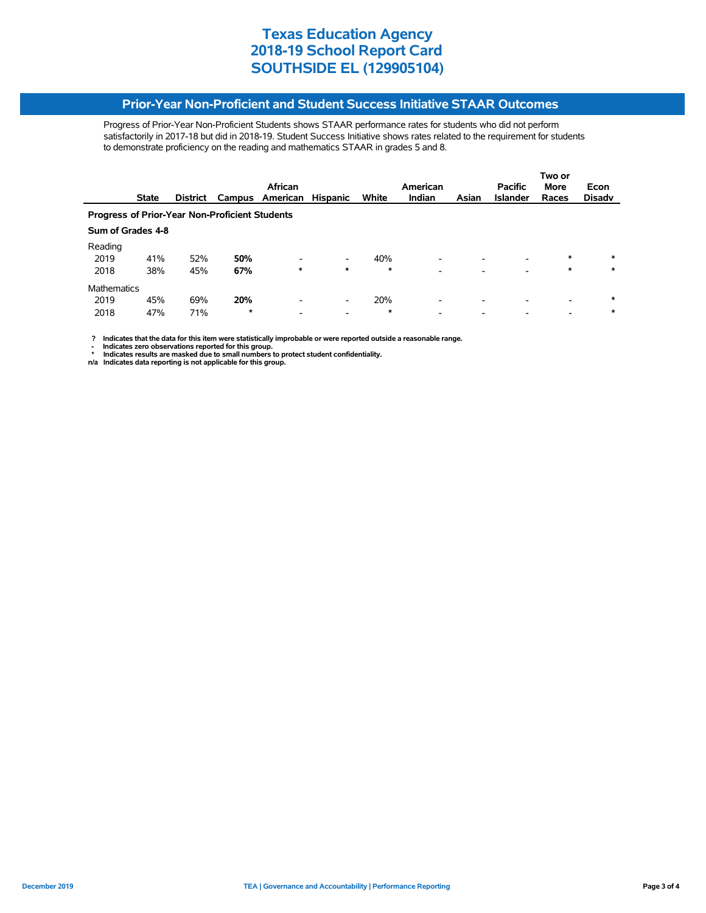# Texas Education Agency
# 2018-19 School Report Card
# SOUTHSIDE EL (129905104)

## Prior-Year Non-Proficient and Student Success Initiative STAAR Outcomes

Progress of Prior-Year Non-Proficient Students shows STAAR performance rates for students who did not perform satisfactorily in 2017-18 but did in 2018-19. Student Success Initiative shows rates related to the requirement for students to demonstrate proficiency on the reading and mathematics STAAR in grades 5 and 8.

| | State | District | Campus | African American | Hispanic | White | American Indian | Asian | Pacific Islander | Two or More Races | Econ Disadv |
|---|---|---|---|---|---|---|---|---|---|---|---|
| **Progress of Prior-Year Non-Proficient Students** | | | | | | | | | | | |
| **Sum of Grades 4-8** | | | | | | | | | | | |
| Reading | | | | | | | | | | | |
| 2019 | 41% | 52% | **50%** | - | - | 40% | - | - | - | * | * |
| 2018 | 38% | 45% | **67%** | * | * | * | - | - | - | * | * |
| Mathematics | | | | | | | | | | | |
| 2019 | 45% | 69% | **20%** | - | - | 20% | - | - | - | - | * |
| 2018 | 47% | 71% | * | - | - | * | - | - | - | - | * |

**? Indicates that the data for this item were statistically improbable or were reported outside a reasonable range.**
**- Indicates zero observations reported for this group.**
**\* Indicates results are masked due to small numbers to protect student confidentiality.**
**n/a Indicates data reporting is not applicable for this group.**